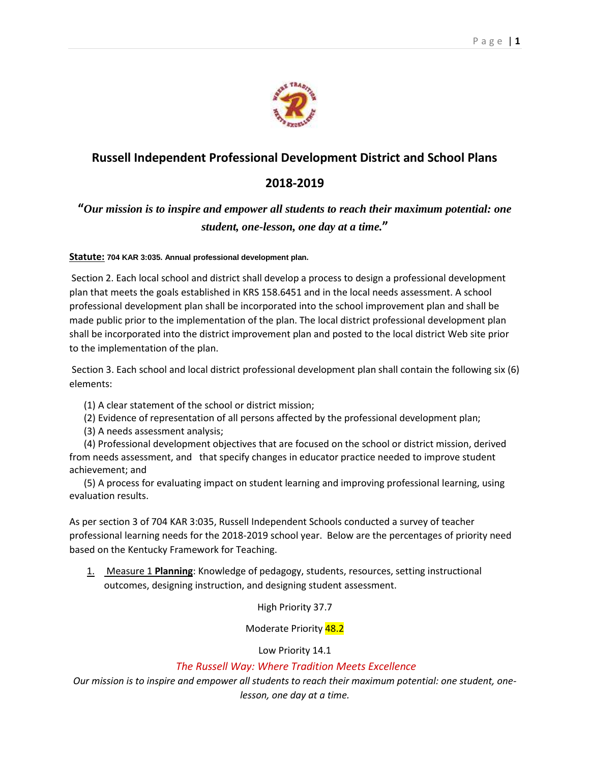# Russell Independent Professional Development District and School Plans

## 2018-2019

***"Our mission is to inspire and empower all students to reach their maximum potential: one student, one-lesson, one day at a time."***

**Statute:** **704 KAR 3:035. Annual professional development plan.**

Section 2. Each local school and district shall develop a process to design a professional development plan that meets the goals established in KRS 158.6451 and in the local needs assessment. A school professional development plan shall be incorporated into the school improvement plan and shall be made public prior to the implementation of the plan. The local district professional development plan shall be incorporated into the district improvement plan and posted to the local district Web site prior to the implementation of the plan.

Section 3. Each school and local district professional development plan shall contain the following six (6) elements:

(1) A clear statement of the school or district mission;
(2) Evidence of representation of all persons affected by the professional development plan;
(3) A needs assessment analysis;
(4) Professional development objectives that are focused on the school or district mission, derived from needs assessment, and that specify changes in educator practice needed to improve student achievement; and
(5) A process for evaluating impact on student learning and improving professional learning, using evaluation results.

As per section 3 of 704 KAR 3:035, Russell Independent Schools conducted a survey of teacher professional learning needs for the 2018-2019 school year. Below are the percentages of priority need based on the Kentucky Framework for Teaching.

1. Measure 1 **Planning**: Knowledge of pedagogy, students, resources, setting instructional outcomes, designing instruction, and designing student assessment.

   High Priority 37.7

   Moderate Priority 48.2

   Low Priority 14.1

*The Russell Way: Where Tradition Meets Excellence*

*Our mission is to inspire and empower all students to reach their maximum potential: one student, one-lesson, one day at a time.*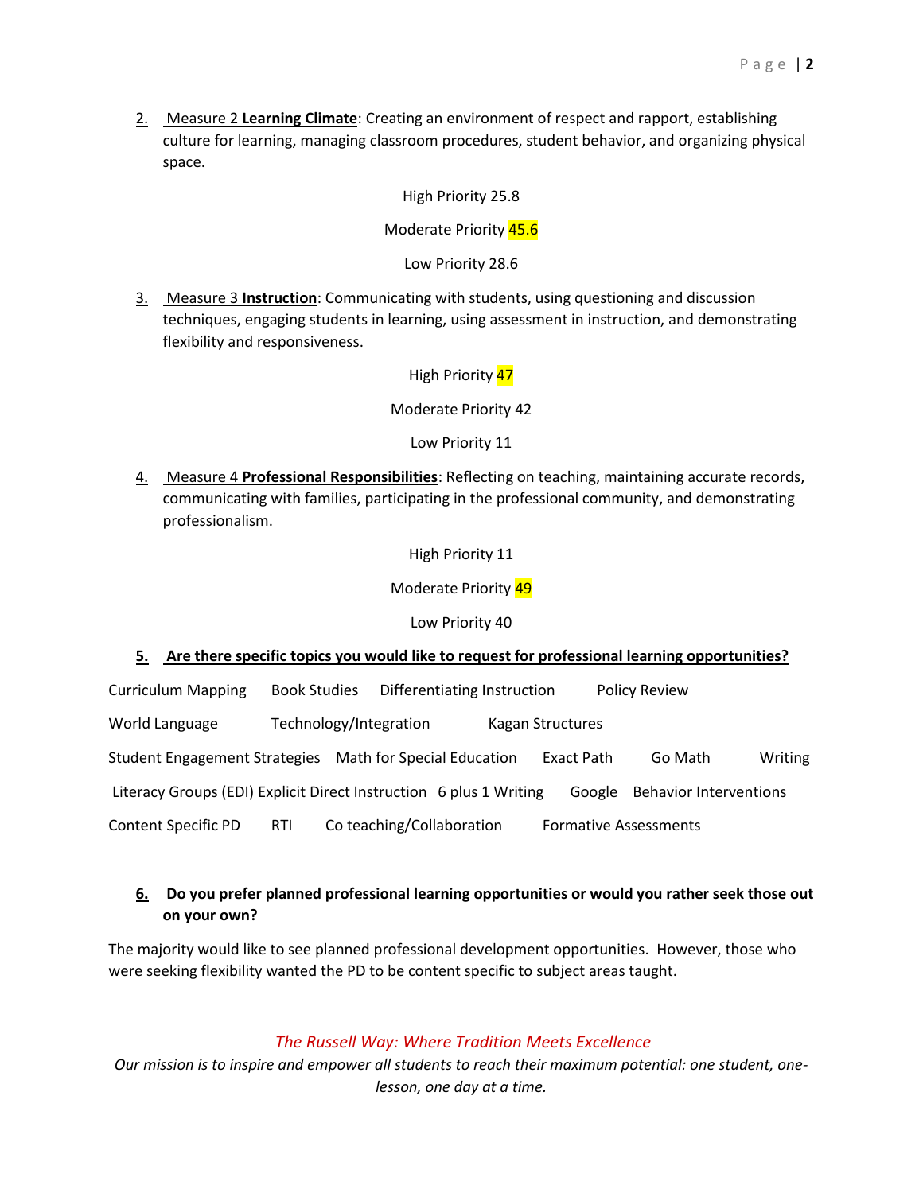2. Measure 2 **Learning Climate**: Creating an environment of respect and rapport, establishing culture for learning, managing classroom procedures, student behavior, and organizing physical space.

   High Priority 25.8

   Moderate Priority 45.6

   Low Priority 28.6

3. Measure 3 **Instruction**: Communicating with students, using questioning and discussion techniques, engaging students in learning, using assessment in instruction, and demonstrating flexibility and responsiveness.

   High Priority 47

   Moderate Priority 42

   Low Priority 11

4. Measure 4 **Professional Responsibilities**: Reflecting on teaching, maintaining accurate records, communicating with families, participating in the professional community, and demonstrating professionalism.

   High Priority 11

   Moderate Priority 49

   Low Priority 40

5. **Are there specific topics you would like to request for professional learning opportunities?**

Curriculum Mapping Book Studies Differentiating Instruction Policy Review

World Language Technology/Integration Kagan Structures

Student Engagement Strategies Math for Special Education Exact Path Go Math Writing

Literacy Groups (EDI) Explicit Direct Instruction 6 plus 1 Writing Google Behavior Interventions

Content Specific PD RTI Co teaching/Collaboration Formative Assessments

6. **Do you prefer planned professional learning opportunities or would you rather seek those out on your own?**

The majority would like to see planned professional development opportunities. However, those who were seeking flexibility wanted the PD to be content specific to subject areas taught.

*The Russell Way: Where Tradition Meets Excellence*

*Our mission is to inspire and empower all students to reach their maximum potential: one student, one-lesson, one day at a time.*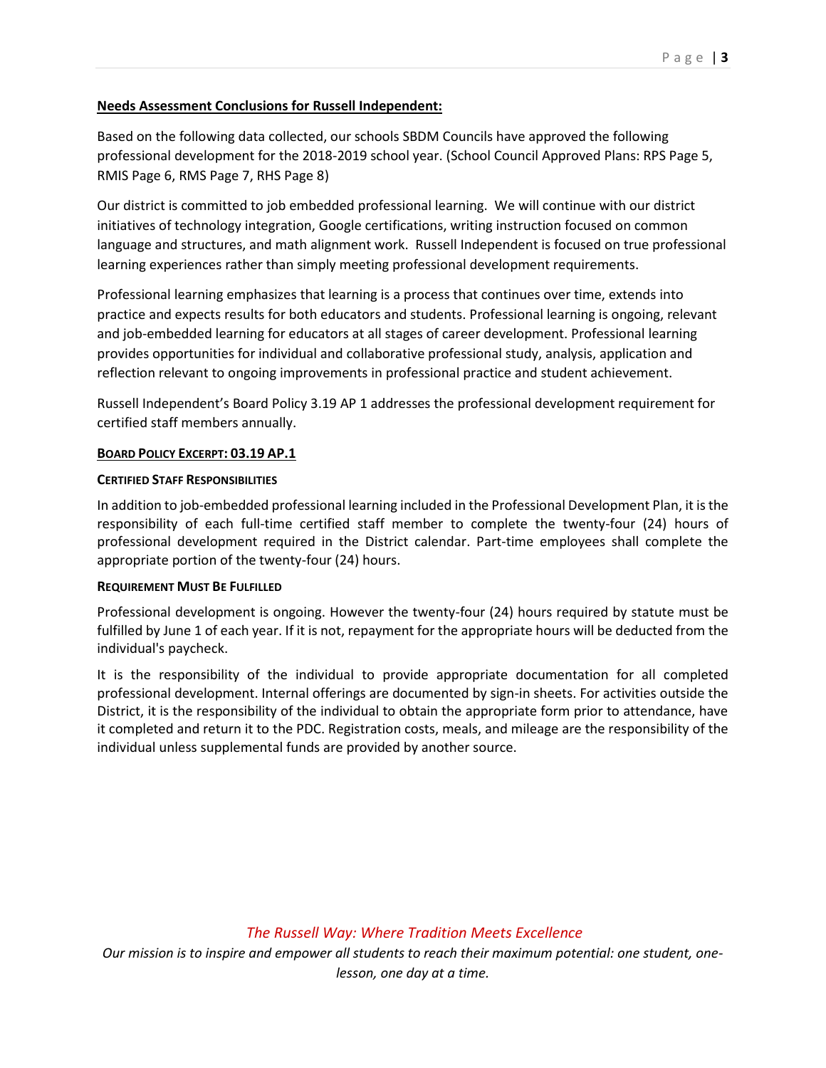**Needs Assessment Conclusions for Russell Independent:**

Based on the following data collected, our schools SBDM Councils have approved the following professional development for the 2018-2019 school year. (School Council Approved Plans: RPS Page 5, RMIS Page 6, RMS Page 7, RHS Page 8)

Our district is committed to job embedded professional learning. We will continue with our district initiatives of technology integration, Google certifications, writing instruction focused on common language and structures, and math alignment work. Russell Independent is focused on true professional learning experiences rather than simply meeting professional development requirements.

Professional learning emphasizes that learning is a process that continues over time, extends into practice and expects results for both educators and students. Professional learning is ongoing, relevant and job-embedded learning for educators at all stages of career development. Professional learning provides opportunities for individual and collaborative professional study, analysis, application and reflection relevant to ongoing improvements in professional practice and student achievement.

Russell Independent's Board Policy 3.19 AP 1 addresses the professional development requirement for certified staff members annually.

**BOARD POLICY EXCERPT: 03.19 AP.1**

**CERTIFIED STAFF RESPONSIBILITIES**

In addition to job-embedded professional learning included in the Professional Development Plan, it is the responsibility of each full-time certified staff member to complete the twenty-four (24) hours of professional development required in the District calendar. Part-time employees shall complete the appropriate portion of the twenty-four (24) hours.

**REQUIREMENT MUST BE FULFILLED**

Professional development is ongoing. However the twenty-four (24) hours required by statute must be fulfilled by June 1 of each year. If it is not, repayment for the appropriate hours will be deducted from the individual's paycheck.

It is the responsibility of the individual to provide appropriate documentation for all completed professional development. Internal offerings are documented by sign-in sheets. For activities outside the District, it is the responsibility of the individual to obtain the appropriate form prior to attendance, have it completed and return it to the PDC. Registration costs, meals, and mileage are the responsibility of the individual unless supplemental funds are provided by another source.

*The Russell Way: Where Tradition Meets Excellence*

*Our mission is to inspire and empower all students to reach their maximum potential: one student, one-lesson, one day at a time.*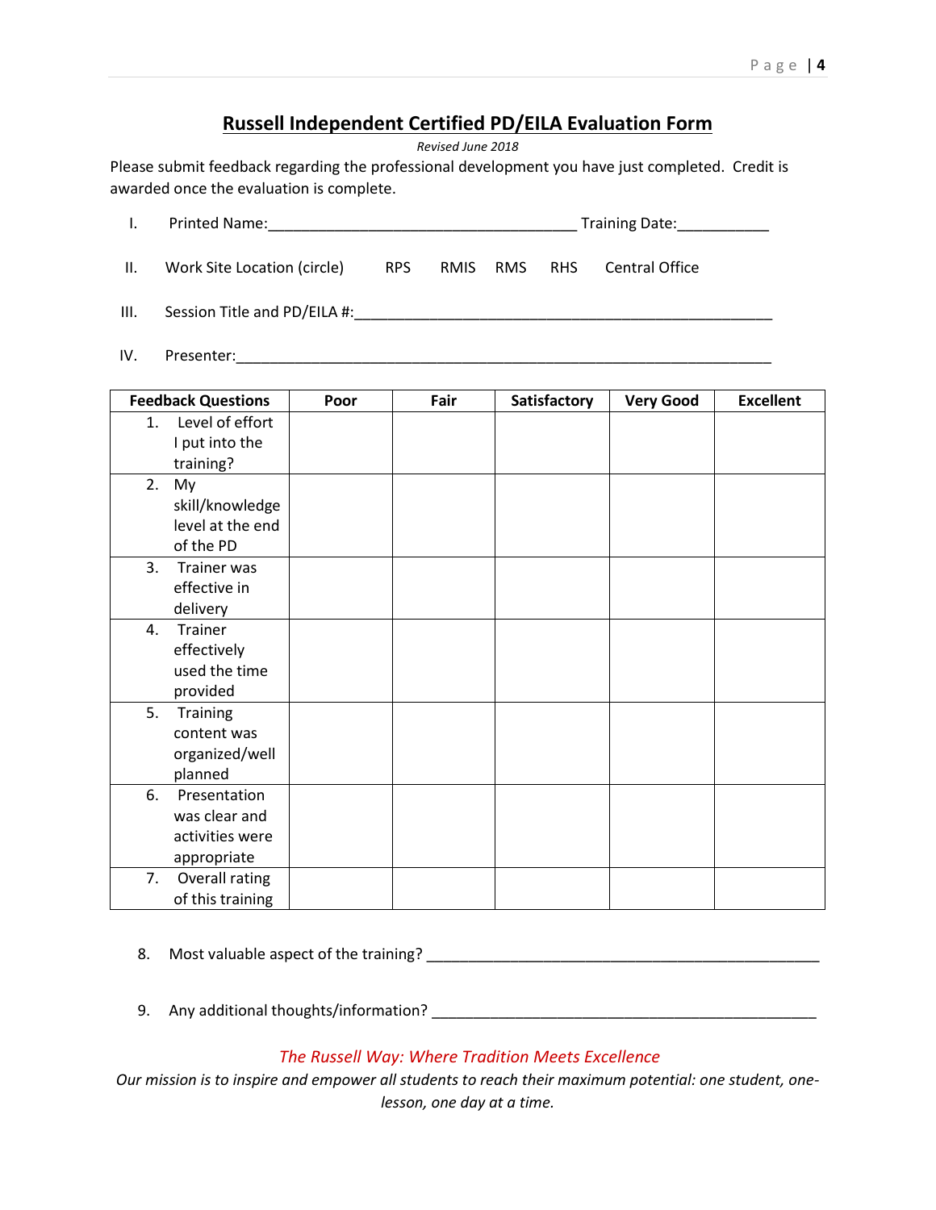# **Russell Independent Certified PD/EILA Evaluation Form**

*Revised June 2018*

Please submit feedback regarding the professional development you have just completed. Credit is awarded once the evaluation is complete.

I. Printed Name:_____________________________________ Training Date:___________

II. Work Site Location (circle) RPS RMIS RMS RHS Central Office

III. Session Title and PD/EILA #:__________________________________________________

IV. Presenter:_________________________________________________________________

| Feedback Questions | Poor | Fair | Satisfactory | Very Good | Excellent |
|---|---|---|---|---|---|
| 1. Level of effort I put into the training? | | | | | |
| 2. My skill/knowledge level at the end of the PD | | | | | |
| 3. Trainer was effective in delivery | | | | | |
| 4. Trainer effectively used the time provided | | | | | |
| 5. Training content was organized/well planned | | | | | |
| 6. Presentation was clear and activities were appropriate | | | | | |
| 7. Overall rating of this training | | | | | |

8. Most valuable aspect of the training? ________________________________________________

9. Any additional thoughts/information? ________________________________________________

*The Russell Way: Where Tradition Meets Excellence*

*Our mission is to inspire and empower all students to reach their maximum potential: one student, one-lesson, one day at a time.*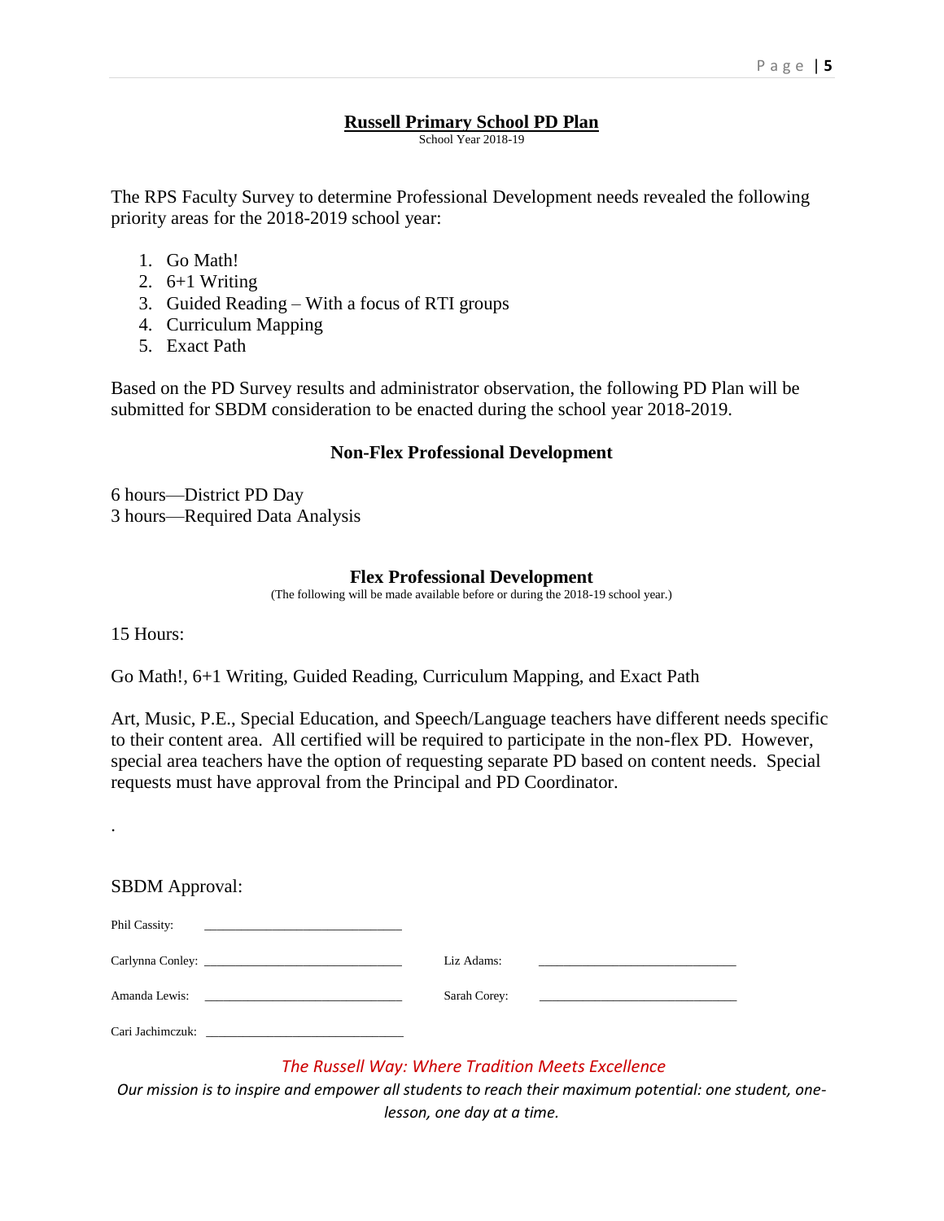# Russell Primary School PD Plan

School Year 2018-19

The RPS Faculty Survey to determine Professional Development needs revealed the following priority areas for the 2018-2019 school year:

1. Go Math!
2. 6+1 Writing
3. Guided Reading – With a focus of RTI groups
4. Curriculum Mapping
5. Exact Path

Based on the PD Survey results and administrator observation, the following PD Plan will be submitted for SBDM consideration to be enacted during the school year 2018-2019.

## Non-Flex Professional Development

6 hours—District PD Day
3 hours—Required Data Analysis

## Flex Professional Development

(The following will be made available before or during the 2018-19 school year.)

15 Hours:

Go Math!, 6+1 Writing, Guided Reading, Curriculum Mapping, and Exact Path

Art, Music, P.E., Special Education, and Speech/Language teachers have different needs specific to their content area. All certified will be required to participate in the non-flex PD. However, special area teachers have the option of requesting separate PD based on content needs. Special requests must have approval from the Principal and PD Coordinator.

.

SBDM Approval:

Phil Cassity: ______________________________

Carlynna Conley: ______________________________ Liz Adams: ______________________________

Amanda Lewis: ______________________________ Sarah Corey: ______________________________

Cari Jachimczuk: ______________________________

*The Russell Way: Where Tradition Meets Excellence*

*Our mission is to inspire and empower all students to reach their maximum potential: one student, one-lesson, one day at a time.*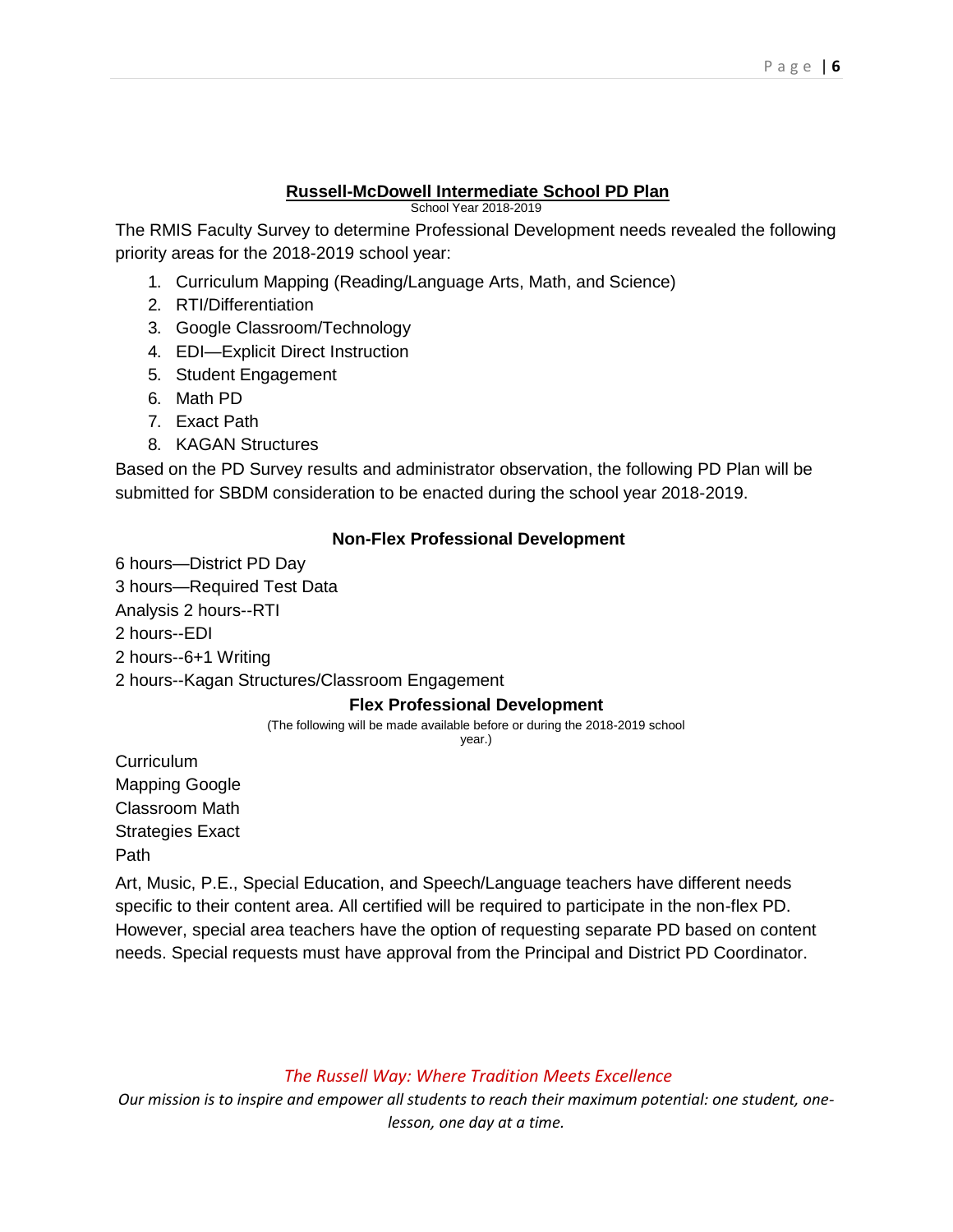## Russell-McDowell Intermediate School PD Plan

School Year 2018-2019

The RMIS Faculty Survey to determine Professional Development needs revealed the following priority areas for the 2018-2019 school year:

1. Curriculum Mapping (Reading/Language Arts, Math, and Science)
2. RTI/Differentiation
3. Google Classroom/Technology
4. EDI—Explicit Direct Instruction
5. Student Engagement
6. Math PD
7. Exact Path
8. KAGAN Structures

Based on the PD Survey results and administrator observation, the following PD Plan will be submitted for SBDM consideration to be enacted during the school year 2018-2019.

### Non-Flex Professional Development

6 hours—District PD Day
3 hours—Required Test Data
Analysis 2 hours--RTI
2 hours--EDI
2 hours--6+1 Writing
2 hours--Kagan Structures/Classroom Engagement

### Flex Professional Development

(The following will be made available before or during the 2018-2019 school year.)

Curriculum
Mapping Google
Classroom Math
Strategies Exact
Path

Art, Music, P.E., Special Education, and Speech/Language teachers have different needs specific to their content area. All certified will be required to participate in the non-flex PD. However, special area teachers have the option of requesting separate PD based on content needs. Special requests must have approval from the Principal and District PD Coordinator.

*The Russell Way: Where Tradition Meets Excellence*

*Our mission is to inspire and empower all students to reach their maximum potential: one student, one-lesson, one day at a time.*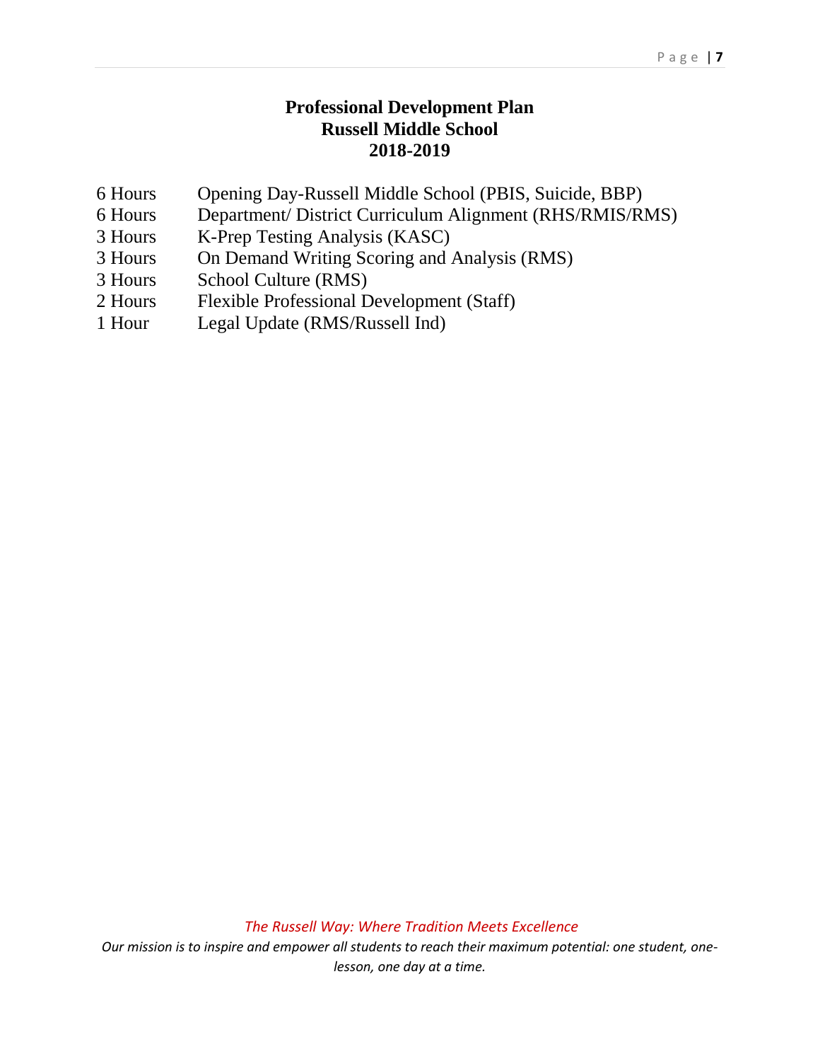# Professional Development Plan
## Russell Middle School
## 2018-2019

| | |
|---|---|
| 6 Hours | Opening Day-Russell Middle School (PBIS, Suicide, BBP) |
| 6 Hours | Department/ District Curriculum Alignment (RHS/RMIS/RMS) |
| 3 Hours | K-Prep Testing Analysis (KASC) |
| 3 Hours | On Demand Writing Scoring and Analysis (RMS) |
| 3 Hours | School Culture (RMS) |
| 2 Hours | Flexible Professional Development (Staff) |
| 1 Hour | Legal Update (RMS/Russell Ind) |

*The Russell Way: Where Tradition Meets Excellence*

*Our mission is to inspire and empower all students to reach their maximum potential: one student, one-lesson, one day at a time.*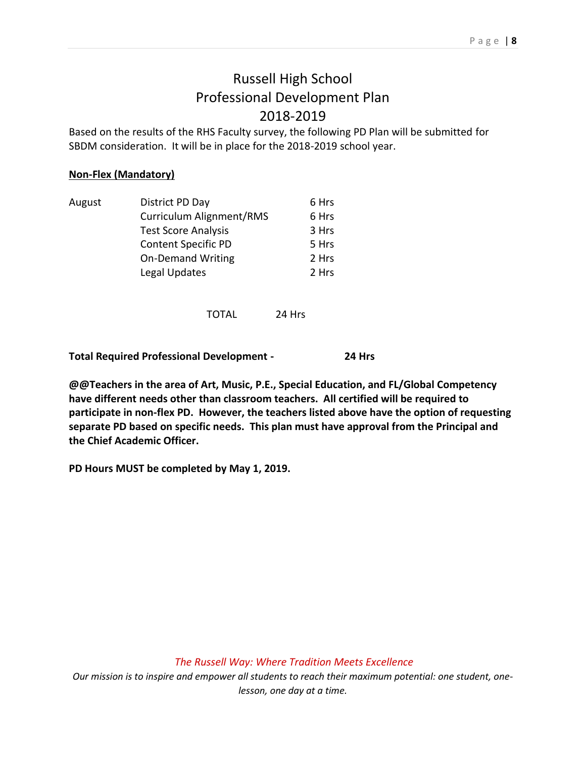# Russell High School
## Professional Development Plan
## 2018-2019

Based on the results of the RHS Faculty survey, the following PD Plan will be submitted for SBDM consideration. It will be in place for the 2018-2019 school year.

**Non-Flex (Mandatory)**

| | | |
|---|---|---|
| August | District PD Day | 6 Hrs |
| | Curriculum Alignment/RMS | 6 Hrs |
| | Test Score Analysis | 3 Hrs |
| | Content Specific PD | 5 Hrs |
| | On-Demand Writing | 2 Hrs |
| | Legal Updates | 2 Hrs |
| | TOTAL | 24 Hrs |

**Total Required Professional Development - 24 Hrs**

**@@Teachers in the area of Art, Music, P.E., Special Education, and FL/Global Competency have different needs other than classroom teachers. All certified will be required to participate in non-flex PD. However, the teachers listed above have the option of requesting separate PD based on specific needs. This plan must have approval from the Principal and the Chief Academic Officer.**

**PD Hours MUST be completed by May 1, 2019.**

*The Russell Way: Where Tradition Meets Excellence*

*Our mission is to inspire and empower all students to reach their maximum potential: one student, one-lesson, one day at a time.*